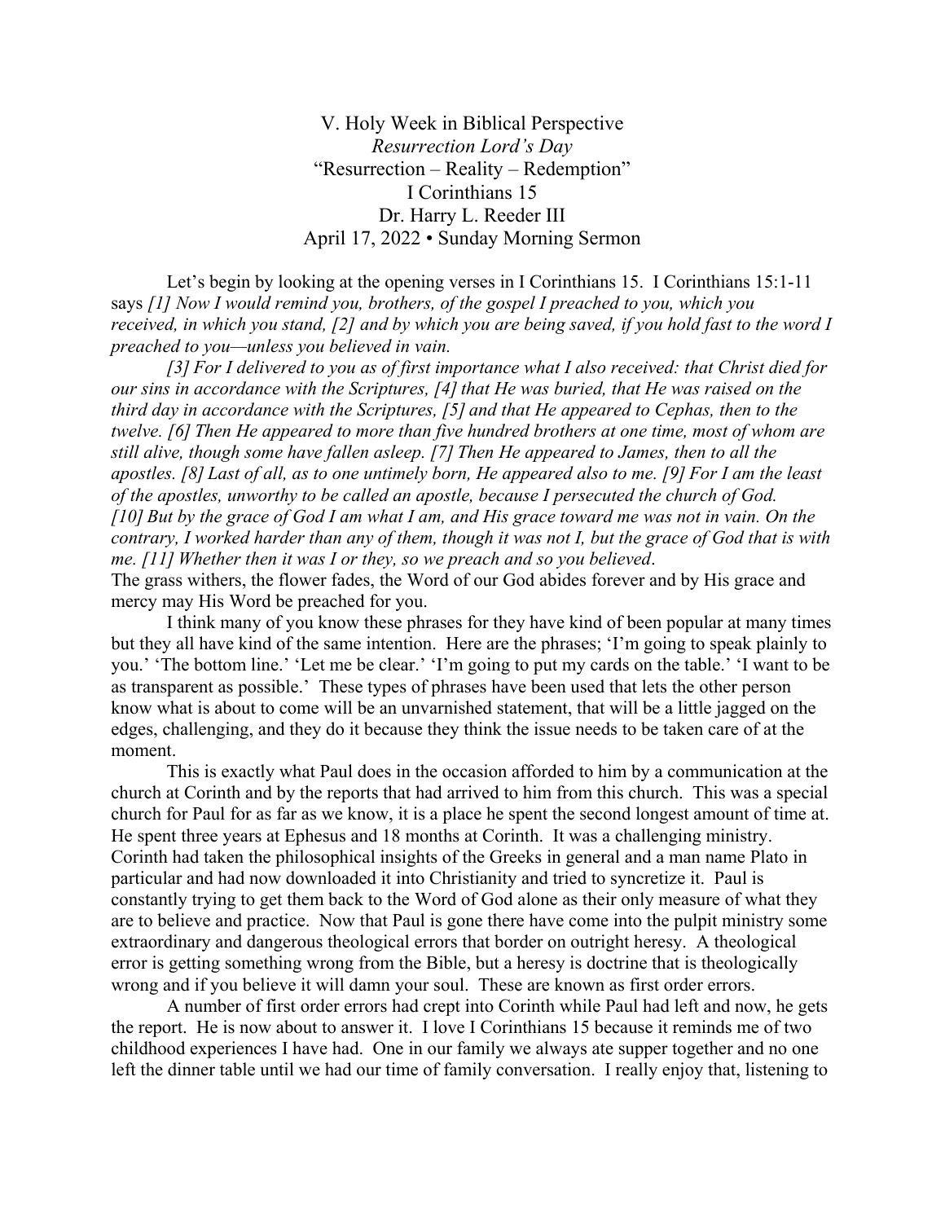V. Holy Week in Biblical Perspective

*Resurrection Lord's Day*

"Resurrection – Reality – Redemption"

I Corinthians 15

Dr. Harry L. Reeder III

April 17, 2022 • Sunday Morning Sermon

Let's begin by looking at the opening verses in I Corinthians 15. I Corinthians 15:1-11 says *[1] Now I would remind you, brothers, of the gospel I preached to you, which you received, in which you stand, [2] and by which you are being saved, if you hold fast to the word I preached to you—unless you believed in vain.*

*[3] For I delivered to you as of first importance what I also received: that Christ died for our sins in accordance with the Scriptures, [4] that He was buried, that He was raised on the third day in accordance with the Scriptures, [5] and that He appeared to Cephas, then to the twelve. [6] Then He appeared to more than five hundred brothers at one time, most of whom are still alive, though some have fallen asleep. [7] Then He appeared to James, then to all the apostles. [8] Last of all, as to one untimely born, He appeared also to me. [9] For I am the least of the apostles, unworthy to be called an apostle, because I persecuted the church of God. [10] But by the grace of God I am what I am, and His grace toward me was not in vain. On the contrary, I worked harder than any of them, though it was not I, but the grace of God that is with me. [11] Whether then it was I or they, so we preach and so you believed*.

The grass withers, the flower fades, the Word of our God abides forever and by His grace and mercy may His Word be preached for you.

I think many of you know these phrases for they have kind of been popular at many times but they all have kind of the same intention. Here are the phrases; 'I'm going to speak plainly to you.' 'The bottom line.' 'Let me be clear.' 'I'm going to put my cards on the table.' 'I want to be as transparent as possible.' These types of phrases have been used that lets the other person know what is about to come will be an unvarnished statement, that will be a little jagged on the edges, challenging, and they do it because they think the issue needs to be taken care of at the moment.

This is exactly what Paul does in the occasion afforded to him by a communication at the church at Corinth and by the reports that had arrived to him from this church. This was a special church for Paul for as far as we know, it is a place he spent the second longest amount of time at. He spent three years at Ephesus and 18 months at Corinth. It was a challenging ministry. Corinth had taken the philosophical insights of the Greeks in general and a man name Plato in particular and had now downloaded it into Christianity and tried to syncretize it. Paul is constantly trying to get them back to the Word of God alone as their only measure of what they are to believe and practice. Now that Paul is gone there have come into the pulpit ministry some extraordinary and dangerous theological errors that border on outright heresy. A theological error is getting something wrong from the Bible, but a heresy is doctrine that is theologically wrong and if you believe it will damn your soul. These are known as first order errors.

A number of first order errors had crept into Corinth while Paul had left and now, he gets the report. He is now about to answer it. I love I Corinthians 15 because it reminds me of two childhood experiences I have had. One in our family we always ate supper together and no one left the dinner table until we had our time of family conversation. I really enjoy that, listening to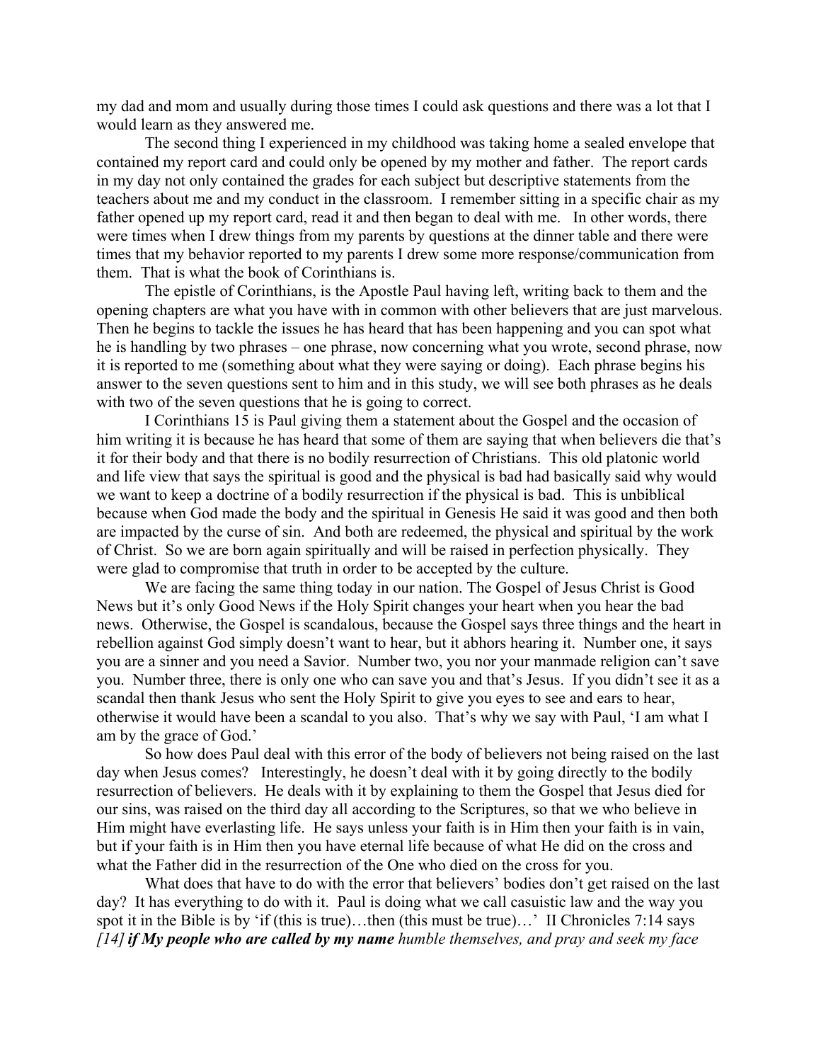my dad and mom and usually during those times I could ask questions and there was a lot that I would learn as they answered me.

The second thing I experienced in my childhood was taking home a sealed envelope that contained my report card and could only be opened by my mother and father. The report cards in my day not only contained the grades for each subject but descriptive statements from the teachers about me and my conduct in the classroom. I remember sitting in a specific chair as my father opened up my report card, read it and then began to deal with me. In other words, there were times when I drew things from my parents by questions at the dinner table and there were times that my behavior reported to my parents I drew some more response/communication from them. That is what the book of Corinthians is.

The epistle of Corinthians, is the Apostle Paul having left, writing back to them and the opening chapters are what you have with in common with other believers that are just marvelous. Then he begins to tackle the issues he has heard that has been happening and you can spot what he is handling by two phrases – one phrase, now concerning what you wrote, second phrase, now it is reported to me (something about what they were saying or doing). Each phrase begins his answer to the seven questions sent to him and in this study, we will see both phrases as he deals with two of the seven questions that he is going to correct.

I Corinthians 15 is Paul giving them a statement about the Gospel and the occasion of him writing it is because he has heard that some of them are saying that when believers die that's it for their body and that there is no bodily resurrection of Christians. This old platonic world and life view that says the spiritual is good and the physical is bad had basically said why would we want to keep a doctrine of a bodily resurrection if the physical is bad. This is unbiblical because when God made the body and the spiritual in Genesis He said it was good and then both are impacted by the curse of sin. And both are redeemed, the physical and spiritual by the work of Christ. So we are born again spiritually and will be raised in perfection physically. They were glad to compromise that truth in order to be accepted by the culture.

We are facing the same thing today in our nation. The Gospel of Jesus Christ is Good News but it's only Good News if the Holy Spirit changes your heart when you hear the bad news. Otherwise, the Gospel is scandalous, because the Gospel says three things and the heart in rebellion against God simply doesn't want to hear, but it abhors hearing it. Number one, it says you are a sinner and you need a Savior. Number two, you nor your manmade religion can't save you. Number three, there is only one who can save you and that's Jesus. If you didn't see it as a scandal then thank Jesus who sent the Holy Spirit to give you eyes to see and ears to hear, otherwise it would have been a scandal to you also. That's why we say with Paul, 'I am what I am by the grace of God.'

So how does Paul deal with this error of the body of believers not being raised on the last day when Jesus comes? Interestingly, he doesn't deal with it by going directly to the bodily resurrection of believers. He deals with it by explaining to them the Gospel that Jesus died for our sins, was raised on the third day all according to the Scriptures, so that we who believe in Him might have everlasting life. He says unless your faith is in Him then your faith is in vain, but if your faith is in Him then you have eternal life because of what He did on the cross and what the Father did in the resurrection of the One who died on the cross for you.

What does that have to do with the error that believers' bodies don't get raised on the last day? It has everything to do with it. Paul is doing what we call casuistic law and the way you spot it in the Bible is by 'if (this is true)…then (this must be true)…' II Chronicles 7:14 says *[14] **if My people who are called by my name** humble themselves, and pray and seek my face*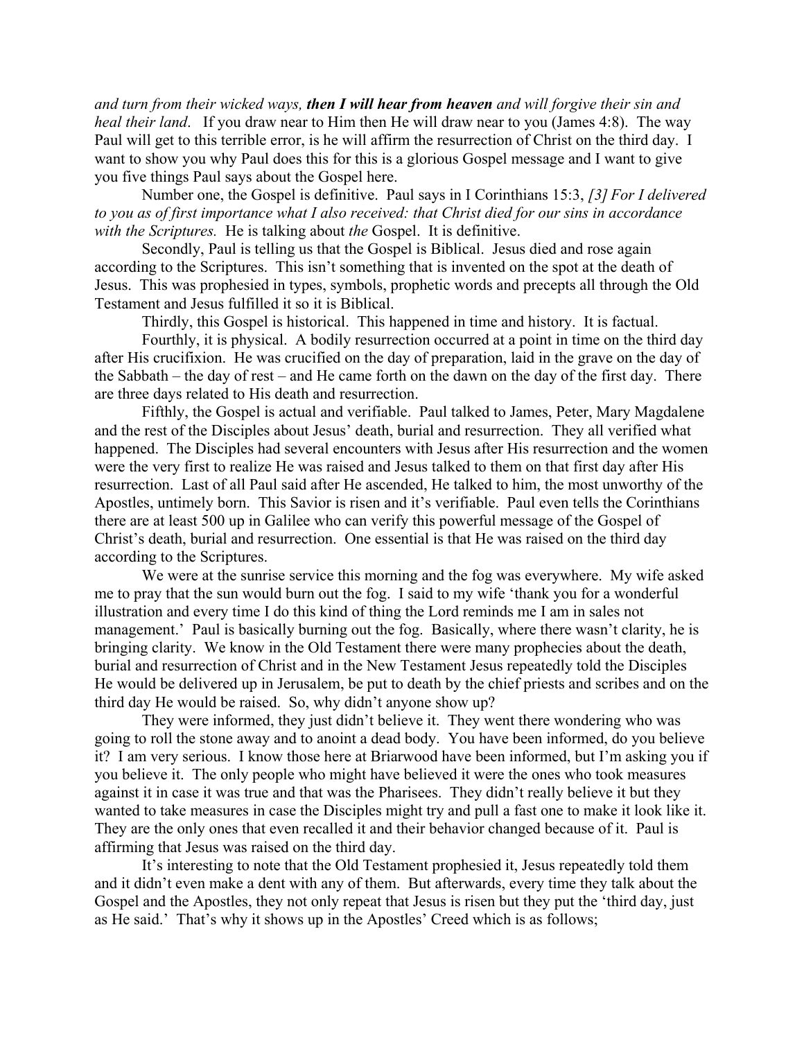*and turn from their wicked ways, **then I will hear from heaven** and will forgive their sin and heal their land*. If you draw near to Him then He will draw near to you (James 4:8). The way Paul will get to this terrible error, is he will affirm the resurrection of Christ on the third day. I want to show you why Paul does this for this is a glorious Gospel message and I want to give you five things Paul says about the Gospel here.

Number one, the Gospel is definitive. Paul says in I Corinthians 15:3, *[3] For I delivered to you as of first importance what I also received: that Christ died for our sins in accordance with the Scriptures.* He is talking about *the* Gospel. It is definitive.

Secondly, Paul is telling us that the Gospel is Biblical. Jesus died and rose again according to the Scriptures. This isn't something that is invented on the spot at the death of Jesus. This was prophesied in types, symbols, prophetic words and precepts all through the Old Testament and Jesus fulfilled it so it is Biblical.

Thirdly, this Gospel is historical. This happened in time and history. It is factual.

Fourthly, it is physical. A bodily resurrection occurred at a point in time on the third day after His crucifixion. He was crucified on the day of preparation, laid in the grave on the day of the Sabbath – the day of rest – and He came forth on the dawn on the day of the first day. There are three days related to His death and resurrection.

Fifthly, the Gospel is actual and verifiable. Paul talked to James, Peter, Mary Magdalene and the rest of the Disciples about Jesus' death, burial and resurrection. They all verified what happened. The Disciples had several encounters with Jesus after His resurrection and the women were the very first to realize He was raised and Jesus talked to them on that first day after His resurrection. Last of all Paul said after He ascended, He talked to him, the most unworthy of the Apostles, untimely born. This Savior is risen and it's verifiable. Paul even tells the Corinthians there are at least 500 up in Galilee who can verify this powerful message of the Gospel of Christ's death, burial and resurrection. One essential is that He was raised on the third day according to the Scriptures.

We were at the sunrise service this morning and the fog was everywhere. My wife asked me to pray that the sun would burn out the fog. I said to my wife 'thank you for a wonderful illustration and every time I do this kind of thing the Lord reminds me I am in sales not management.' Paul is basically burning out the fog. Basically, where there wasn't clarity, he is bringing clarity. We know in the Old Testament there were many prophecies about the death, burial and resurrection of Christ and in the New Testament Jesus repeatedly told the Disciples He would be delivered up in Jerusalem, be put to death by the chief priests and scribes and on the third day He would be raised. So, why didn't anyone show up?

They were informed, they just didn't believe it. They went there wondering who was going to roll the stone away and to anoint a dead body. You have been informed, do you believe it? I am very serious. I know those here at Briarwood have been informed, but I'm asking you if you believe it. The only people who might have believed it were the ones who took measures against it in case it was true and that was the Pharisees. They didn't really believe it but they wanted to take measures in case the Disciples might try and pull a fast one to make it look like it. They are the only ones that even recalled it and their behavior changed because of it. Paul is affirming that Jesus was raised on the third day.

It's interesting to note that the Old Testament prophesied it, Jesus repeatedly told them and it didn't even make a dent with any of them. But afterwards, every time they talk about the Gospel and the Apostles, they not only repeat that Jesus is risen but they put the 'third day, just as He said.' That's why it shows up in the Apostles' Creed which is as follows;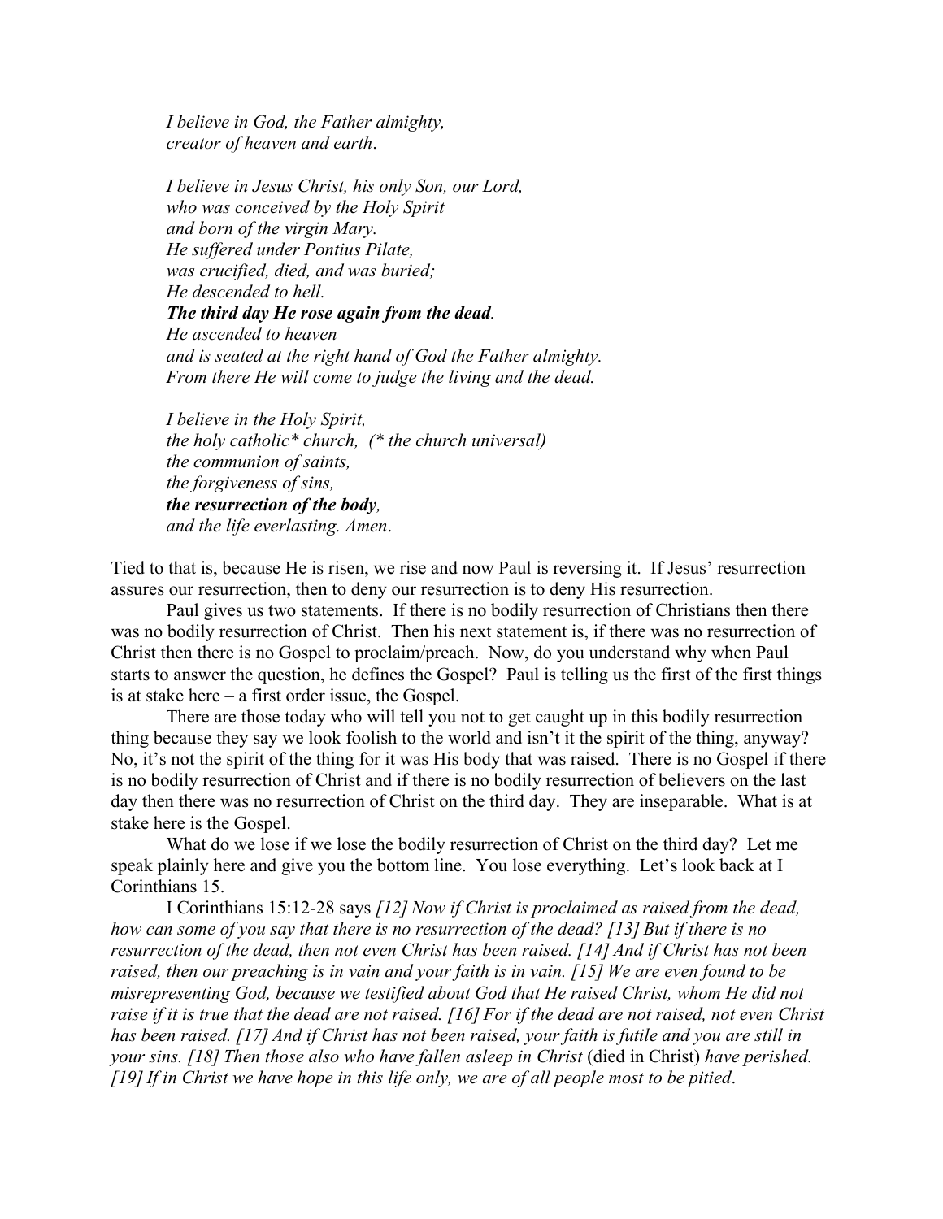*I believe in God, the Father almighty,*
*creator of heaven and earth*.

*I believe in Jesus Christ, his only Son, our Lord,*
*who was conceived by the Holy Spirit*
*and born of the virgin Mary.*
*He suffered under Pontius Pilate,*
*was crucified, died, and was buried;*
*He descended to hell.*
***The third day He rose again from the dead**.*
*He ascended to heaven*
*and is seated at the right hand of God the Father almighty.*
*From there He will come to judge the living and the dead.*

*I believe in the Holy Spirit,*
*the holy catholic* church, (* the church universal)*
*the communion of saints,*
*the forgiveness of sins,*
***the resurrection of the body**,*
*and the life everlasting. Amen*.

Tied to that is, because He is risen, we rise and now Paul is reversing it. If Jesus' resurrection assures our resurrection, then to deny our resurrection is to deny His resurrection.

Paul gives us two statements. If there is no bodily resurrection of Christians then there was no bodily resurrection of Christ. Then his next statement is, if there was no resurrection of Christ then there is no Gospel to proclaim/preach. Now, do you understand why when Paul starts to answer the question, he defines the Gospel? Paul is telling us the first of the first things is at stake here – a first order issue, the Gospel.

There are those today who will tell you not to get caught up in this bodily resurrection thing because they say we look foolish to the world and isn't it the spirit of the thing, anyway? No, it's not the spirit of the thing for it was His body that was raised. There is no Gospel if there is no bodily resurrection of Christ and if there is no bodily resurrection of believers on the last day then there was no resurrection of Christ on the third day. They are inseparable. What is at stake here is the Gospel.

What do we lose if we lose the bodily resurrection of Christ on the third day? Let me speak plainly here and give you the bottom line. You lose everything. Let's look back at I Corinthians 15.

I Corinthians 15:12-28 says *[12] Now if Christ is proclaimed as raised from the dead, how can some of you say that there is no resurrection of the dead? [13] But if there is no resurrection of the dead, then not even Christ has been raised. [14] And if Christ has not been raised, then our preaching is in vain and your faith is in vain. [15] We are even found to be misrepresenting God, because we testified about God that He raised Christ, whom He did not raise if it is true that the dead are not raised. [16] For if the dead are not raised, not even Christ has been raised. [17] And if Christ has not been raised, your faith is futile and you are still in your sins. [18] Then those also who have fallen asleep in Christ* (died in Christ) *have perished. [19] If in Christ we have hope in this life only, we are of all people most to be pitied*.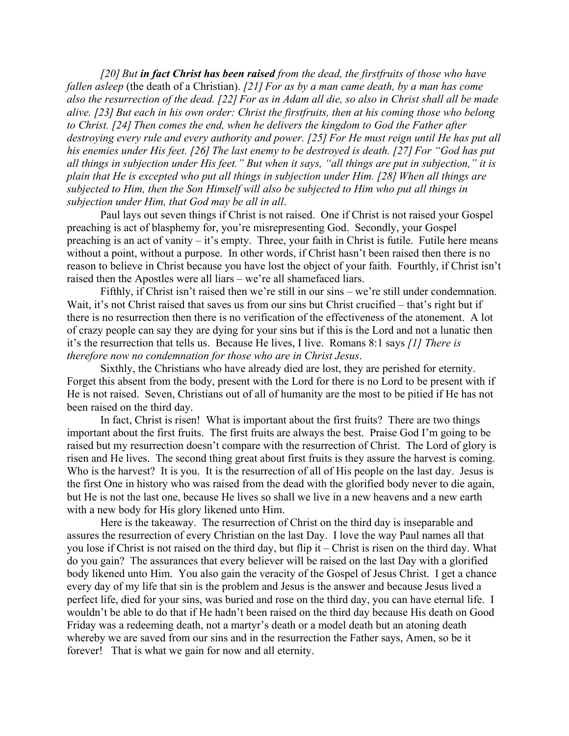*[20] But **in fact Christ has been raised** from the dead, the firstfruits of those who have fallen asleep* (the death of a Christian). *[21] For as by a man came death, by a man has come also the resurrection of the dead. [22] For as in Adam all die, so also in Christ shall all be made alive. [23] But each in his own order: Christ the firstfruits, then at his coming those who belong to Christ. [24] Then comes the end, when he delivers the kingdom to God the Father after destroying every rule and every authority and power. [25] For He must reign until He has put all his enemies under His feet. [26] The last enemy to be destroyed is death. [27] For "God has put all things in subjection under His feet." But when it says, "all things are put in subjection," it is plain that He is excepted who put all things in subjection under Him. [28] When all things are subjected to Him, then the Son Himself will also be subjected to Him who put all things in subjection under Him, that God may be all in all*.

Paul lays out seven things if Christ is not raised. One if Christ is not raised your Gospel preaching is act of blasphemy for, you're misrepresenting God. Secondly, your Gospel preaching is an act of vanity – it's empty. Three, your faith in Christ is futile. Futile here means without a point, without a purpose. In other words, if Christ hasn't been raised then there is no reason to believe in Christ because you have lost the object of your faith. Fourthly, if Christ isn't raised then the Apostles were all liars – we're all shamefaced liars.

Fifthly, if Christ isn't raised then we're still in our sins – we're still under condemnation. Wait, it's not Christ raised that saves us from our sins but Christ crucified – that's right but if there is no resurrection then there is no verification of the effectiveness of the atonement. A lot of crazy people can say they are dying for your sins but if this is the Lord and not a lunatic then it's the resurrection that tells us. Because He lives, I live. Romans 8:1 says *[1] There is therefore now no condemnation for those who are in Christ Jesus*.

Sixthly, the Christians who have already died are lost, they are perished for eternity. Forget this absent from the body, present with the Lord for there is no Lord to be present with if He is not raised. Seven, Christians out of all of humanity are the most to be pitied if He has not been raised on the third day.

In fact, Christ is risen! What is important about the first fruits? There are two things important about the first fruits. The first fruits are always the best. Praise God I'm going to be raised but my resurrection doesn't compare with the resurrection of Christ. The Lord of glory is risen and He lives. The second thing great about first fruits is they assure the harvest is coming. Who is the harvest? It is you. It is the resurrection of all of His people on the last day. Jesus is the first One in history who was raised from the dead with the glorified body never to die again, but He is not the last one, because He lives so shall we live in a new heavens and a new earth with a new body for His glory likened unto Him.

Here is the takeaway. The resurrection of Christ on the third day is inseparable and assures the resurrection of every Christian on the last Day. I love the way Paul names all that you lose if Christ is not raised on the third day, but flip it – Christ is risen on the third day. What do you gain? The assurances that every believer will be raised on the last Day with a glorified body likened unto Him. You also gain the veracity of the Gospel of Jesus Christ. I get a chance every day of my life that sin is the problem and Jesus is the answer and because Jesus lived a perfect life, died for your sins, was buried and rose on the third day, you can have eternal life. I wouldn't be able to do that if He hadn't been raised on the third day because His death on Good Friday was a redeeming death, not a martyr's death or a model death but an atoning death whereby we are saved from our sins and in the resurrection the Father says, Amen, so be it forever! That is what we gain for now and all eternity.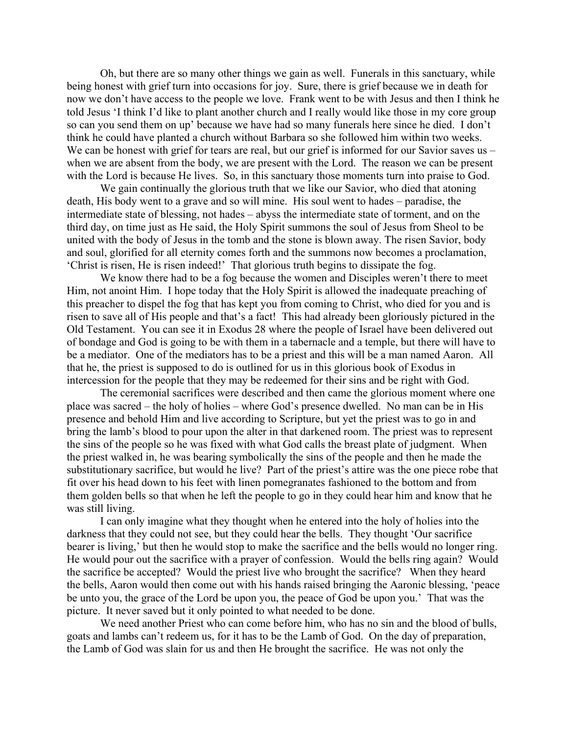Oh, but there are so many other things we gain as well. Funerals in this sanctuary, while being honest with grief turn into occasions for joy. Sure, there is grief because we in death for now we don't have access to the people we love. Frank went to be with Jesus and then I think he told Jesus 'I think I'd like to plant another church and I really would like those in my core group so can you send them on up' because we have had so many funerals here since he died. I don't think he could have planted a church without Barbara so she followed him within two weeks. We can be honest with grief for tears are real, but our grief is informed for our Savior saves us – when we are absent from the body, we are present with the Lord. The reason we can be present with the Lord is because He lives. So, in this sanctuary those moments turn into praise to God.

We gain continually the glorious truth that we like our Savior, who died that atoning death, His body went to a grave and so will mine. His soul went to hades – paradise, the intermediate state of blessing, not hades – abyss the intermediate state of torment, and on the third day, on time just as He said, the Holy Spirit summons the soul of Jesus from Sheol to be united with the body of Jesus in the tomb and the stone is blown away. The risen Savior, body and soul, glorified for all eternity comes forth and the summons now becomes a proclamation, 'Christ is risen, He is risen indeed!' That glorious truth begins to dissipate the fog.

We know there had to be a fog because the women and Disciples weren't there to meet Him, not anoint Him. I hope today that the Holy Spirit is allowed the inadequate preaching of this preacher to dispel the fog that has kept you from coming to Christ, who died for you and is risen to save all of His people and that's a fact! This had already been gloriously pictured in the Old Testament. You can see it in Exodus 28 where the people of Israel have been delivered out of bondage and God is going to be with them in a tabernacle and a temple, but there will have to be a mediator. One of the mediators has to be a priest and this will be a man named Aaron. All that he, the priest is supposed to do is outlined for us in this glorious book of Exodus in intercession for the people that they may be redeemed for their sins and be right with God.

The ceremonial sacrifices were described and then came the glorious moment where one place was sacred – the holy of holies – where God's presence dwelled. No man can be in His presence and behold Him and live according to Scripture, but yet the priest was to go in and bring the lamb's blood to pour upon the alter in that darkened room. The priest was to represent the sins of the people so he was fixed with what God calls the breast plate of judgment. When the priest walked in, he was bearing symbolically the sins of the people and then he made the substitutionary sacrifice, but would he live? Part of the priest's attire was the one piece robe that fit over his head down to his feet with linen pomegranates fashioned to the bottom and from them golden bells so that when he left the people to go in they could hear him and know that he was still living.

I can only imagine what they thought when he entered into the holy of holies into the darkness that they could not see, but they could hear the bells. They thought 'Our sacrifice bearer is living,' but then he would stop to make the sacrifice and the bells would no longer ring. He would pour out the sacrifice with a prayer of confession. Would the bells ring again? Would the sacrifice be accepted? Would the priest live who brought the sacrifice? When they heard the bells, Aaron would then come out with his hands raised bringing the Aaronic blessing, 'peace be unto you, the grace of the Lord be upon you, the peace of God be upon you.' That was the picture. It never saved but it only pointed to what needed to be done.

We need another Priest who can come before him, who has no sin and the blood of bulls, goats and lambs can't redeem us, for it has to be the Lamb of God. On the day of preparation, the Lamb of God was slain for us and then He brought the sacrifice. He was not only the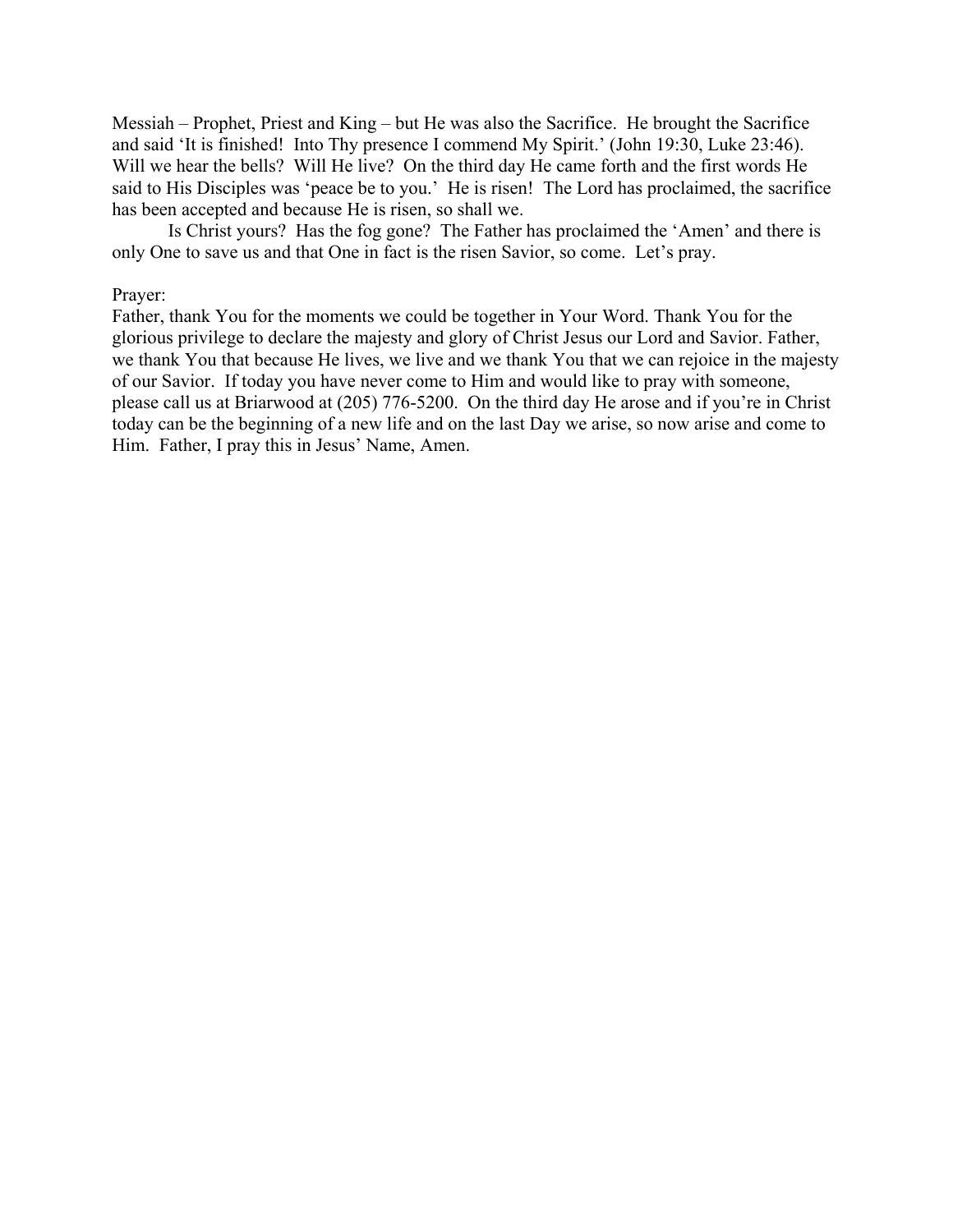Messiah – Prophet, Priest and King – but He was also the Sacrifice. He brought the Sacrifice and said 'It is finished! Into Thy presence I commend My Spirit.' (John 19:30, Luke 23:46). Will we hear the bells? Will He live? On the third day He came forth and the first words He said to His Disciples was 'peace be to you.' He is risen! The Lord has proclaimed, the sacrifice has been accepted and because He is risen, so shall we.

Is Christ yours? Has the fog gone? The Father has proclaimed the 'Amen' and there is only One to save us and that One in fact is the risen Savior, so come. Let's pray.

Prayer:
Father, thank You for the moments we could be together in Your Word. Thank You for the glorious privilege to declare the majesty and glory of Christ Jesus our Lord and Savior. Father, we thank You that because He lives, we live and we thank You that we can rejoice in the majesty of our Savior. If today you have never come to Him and would like to pray with someone, please call us at Briarwood at (205) 776-5200. On the third day He arose and if you're in Christ today can be the beginning of a new life and on the last Day we arise, so now arise and come to Him. Father, I pray this in Jesus' Name, Amen.